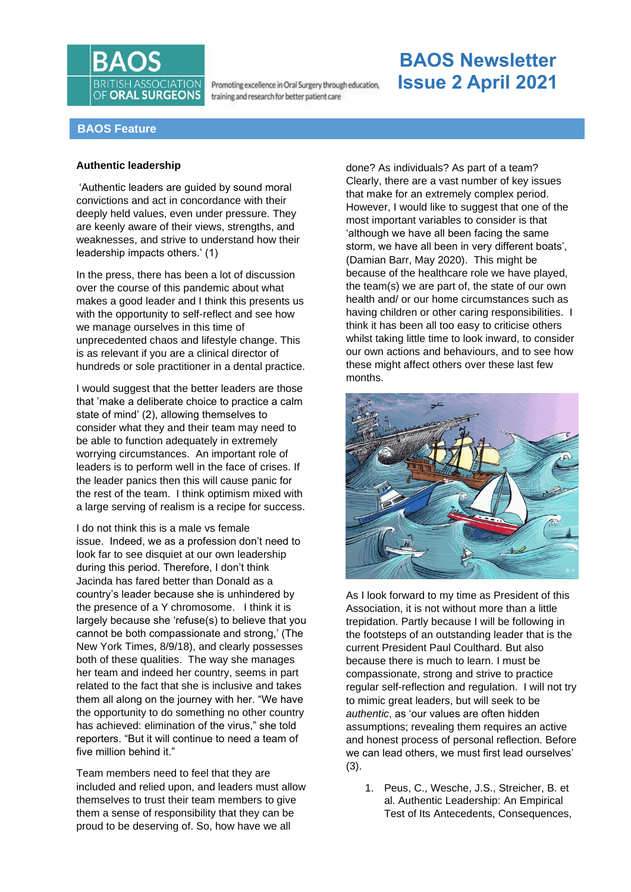# BAOS Newsletter Issue 2 April 2021

BAOS
BRITISH ASSOCIATION OF ORAL SURGEONS

Promoting excellence in Oral Surgery through education, training and research for better patient care

## BAOS Feature

### Authentic leadership

'Authentic leaders are guided by sound moral convictions and act in concordance with their deeply held values, even under pressure. They are keenly aware of their views, strengths, and weaknesses, and strive to understand how their leadership impacts others.' (1)

In the press, there has been a lot of discussion over the course of this pandemic about what makes a good leader and I think this presents us with the opportunity to self-reflect and see how we manage ourselves in this time of unprecedented chaos and lifestyle change. This is as relevant if you are a clinical director of hundreds or sole practitioner in a dental practice.

I would suggest that the better leaders are those that 'make a deliberate choice to practice a calm state of mind' (2), allowing themselves to consider what they and their team may need to be able to function adequately in extremely worrying circumstances. An important role of leaders is to perform well in the face of crises. If the leader panics then this will cause panic for the rest of the team. I think optimism mixed with a large serving of realism is a recipe for success.

I do not think this is a male vs female issue. Indeed, we as a profession don't need to look far to see disquiet at our own leadership during this period. Therefore, I don't think Jacinda has fared better than Donald as a country's leader because she is unhindered by the presence of a Y chromosome. I think it is largely because she 'refuse(s) to believe that you cannot be both compassionate and strong,' (The New York Times, 8/9/18), and clearly possesses both of these qualities. The way she manages her team and indeed her country, seems in part related to the fact that she is inclusive and takes them all along on the journey with her. "We have the opportunity to do something no other country has achieved: elimination of the virus," she told reporters. "But it will continue to need a team of five million behind it."

Team members need to feel that they are included and relied upon, and leaders must allow themselves to trust their team members to give them a sense of responsibility that they can be proud to be deserving of. So, how have we all done? As individuals? As part of a team? Clearly, there are a vast number of key issues that make for an extremely complex period. However, I would like to suggest that one of the most important variables to consider is that 'although we have all been facing the same storm, we have all been in very different boats', (Damian Barr, May 2020). This might be because of the healthcare role we have played, the team(s) we are part of, the state of our own health and/ or our home circumstances such as having children or other caring responsibilities. I think it has been all too easy to criticise others whilst taking little time to look inward, to consider our own actions and behaviours, and to see how these might affect others over these last few months.

As I look forward to my time as President of this Association, it is not without more than a little trepidation. Partly because I will be following in the footsteps of an outstanding leader that is the current President Paul Coulthard. But also because there is much to learn. I must be compassionate, strong and strive to practice regular self-reflection and regulation. I will not try to mimic great leaders, but will seek to be *authentic*, as 'our values are often hidden assumptions; revealing them requires an active and honest process of personal reflection. Before we can lead others, we must first lead ourselves' (3).

1. Peus, C., Wesche, J.S., Streicher, B. et al. Authentic Leadership: An Empirical Test of Its Antecedents, Consequences,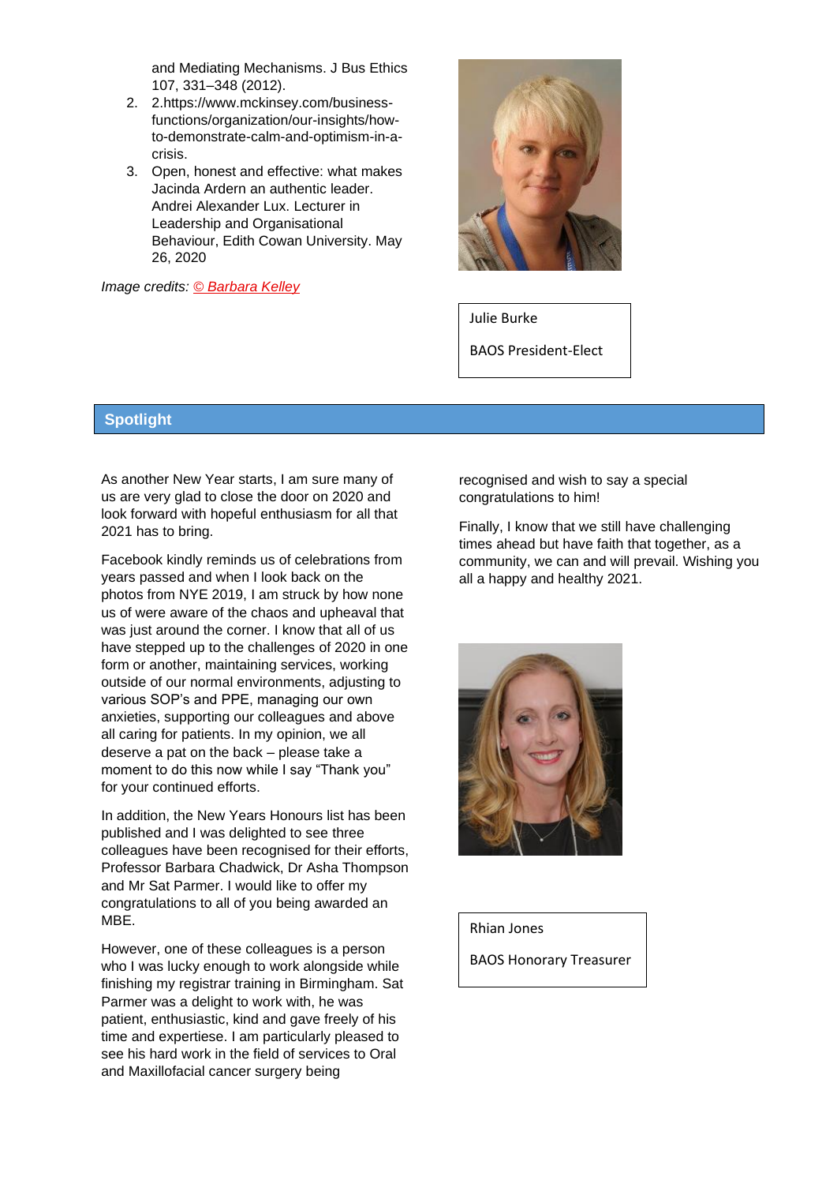and Mediating Mechanisms. J Bus Ethics 107, 331–348 (2012).

2. 2.https://www.mckinsey.com/business-functions/organization/our-insights/how-to-demonstrate-calm-and-optimism-in-a-crisis.
3. Open, honest and effective: what makes Jacinda Ardern an authentic leader. Andrei Alexander Lux. Lecturer in Leadership and Organisational Behaviour, Edith Cowan University. May 26, 2020

*Image credits: © Barbara Kelley*

Julie Burke

BAOS President-Elect

## Spotlight

As another New Year starts, I am sure many of us are very glad to close the door on 2020 and look forward with hopeful enthusiasm for all that 2021 has to bring.

Facebook kindly reminds us of celebrations from years passed and when I look back on the photos from NYE 2019, I am struck by how none us of were aware of the chaos and upheaval that was just around the corner. I know that all of us have stepped up to the challenges of 2020 in one form or another, maintaining services, working outside of our normal environments, adjusting to various SOP's and PPE, managing our own anxieties, supporting our colleagues and above all caring for patients. In my opinion, we all deserve a pat on the back – please take a moment to do this now while I say "Thank you" for your continued efforts.

In addition, the New Years Honours list has been published and I was delighted to see three colleagues have been recognised for their efforts, Professor Barbara Chadwick, Dr Asha Thompson and Mr Sat Parmer. I would like to offer my congratulations to all of you being awarded an MBE.

However, one of these colleagues is a person who I was lucky enough to work alongside while finishing my registrar training in Birmingham. Sat Parmer was a delight to work with, he was patient, enthusiastic, kind and gave freely of his time and expertiese. I am particularly pleased to see his hard work in the field of services to Oral and Maxillofacial cancer surgery being recognised and wish to say a special congratulations to him!

Finally, I know that we still have challenging times ahead but have faith that together, as a community, we can and will prevail. Wishing you all a happy and healthy 2021.

Rhian Jones

BAOS Honorary Treasurer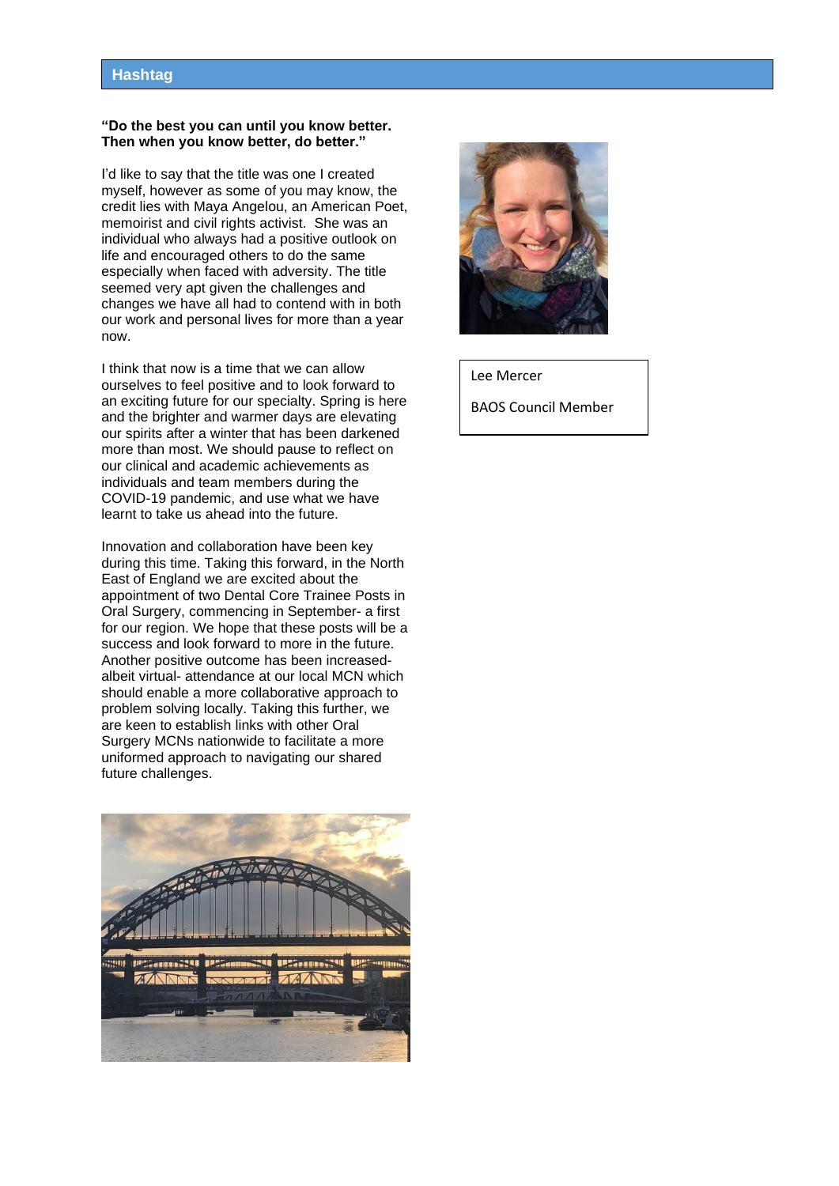## Hashtag

**"Do the best you can until you know better. Then when you know better, do better."**

I'd like to say that the title was one I created myself, however as some of you may know, the credit lies with Maya Angelou, an American Poet, memoirist and civil rights activist. She was an individual who always had a positive outlook on life and encouraged others to do the same especially when faced with adversity. The title seemed very apt given the challenges and changes we have all had to contend with in both our work and personal lives for more than a year now.

I think that now is a time that we can allow ourselves to feel positive and to look forward to an exciting future for our specialty. Spring is here and the brighter and warmer days are elevating our spirits after a winter that has been darkened more than most. We should pause to reflect on our clinical and academic achievements as individuals and team members during the COVID-19 pandemic, and use what we have learnt to take us ahead into the future.

Innovation and collaboration have been key during this time. Taking this forward, in the North East of England we are excited about the appointment of two Dental Core Trainee Posts in Oral Surgery, commencing in September- a first for our region. We hope that these posts will be a success and look forward to more in the future. Another positive outcome has been increased- albeit virtual- attendance at our local MCN which should enable a more collaborative approach to problem solving locally. Taking this further, we are keen to establish links with other Oral Surgery MCNs nationwide to facilitate a more uniformed approach to navigating our shared future challenges.

Lee Mercer

BAOS Council Member